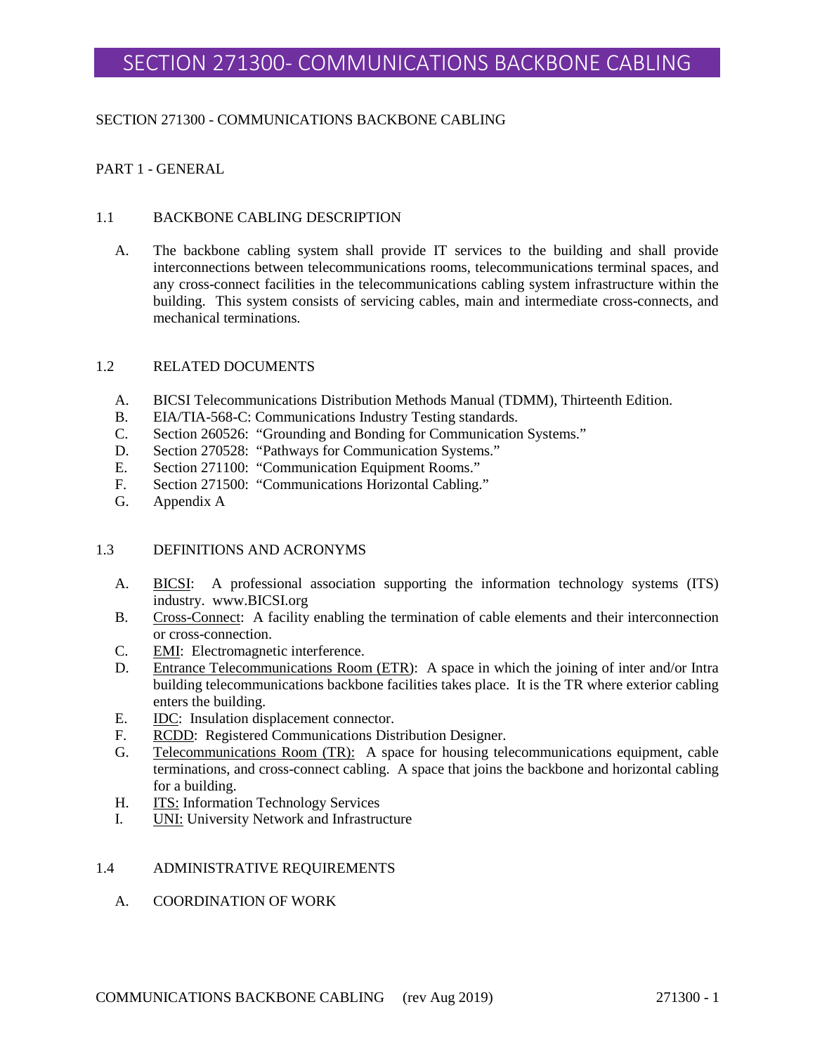# SECTION 271300- COMMUNICATIONS BACKBONE CABLING

SECTION 271300 - COMMUNICATIONS BACKBONE CABLING

## PART 1 - GENERAL

### 1.1 BACKBONE CABLING DESCRIPTION

A. The backbone cabling system shall provide IT services to the building and shall provide interconnections between telecommunications rooms, telecommunications terminal spaces, and any cross-connect facilities in the telecommunications cabling system infrastructure within the building. This system consists of servicing cables, main and intermediate cross-connects, and mechanical terminations.

### 1.2 RELATED DOCUMENTS

A. BICSI Telecommunications Distribution Methods Manual (TDMM), Thirteenth Edition.
B. EIA/TIA-568-C: Communications Industry Testing standards.
C. Section 260526: "Grounding and Bonding for Communication Systems."
D. Section 270528: "Pathways for Communication Systems."
E. Section 271100: "Communication Equipment Rooms."
F. Section 271500: "Communications Horizontal Cabling."
G. Appendix A

### 1.3 DEFINITIONS AND ACRONYMS

A. BICSI: A professional association supporting the information technology systems (ITS) industry. www.BICSI.org
B. Cross-Connect: A facility enabling the termination of cable elements and their interconnection or cross-connection.
C. EMI: Electromagnetic interference.
D. Entrance Telecommunications Room (ETR): A space in which the joining of inter and/or Intra building telecommunications backbone facilities takes place. It is the TR where exterior cabling enters the building.
E. IDC: Insulation displacement connector.
F. RCDD: Registered Communications Distribution Designer.
G. Telecommunications Room (TR): A space for housing telecommunications equipment, cable terminations, and cross-connect cabling. A space that joins the backbone and horizontal cabling for a building.
H. ITS: Information Technology Services
I. UNI: University Network and Infrastructure

### 1.4 ADMINISTRATIVE REQUIREMENTS

A. COORDINATION OF WORK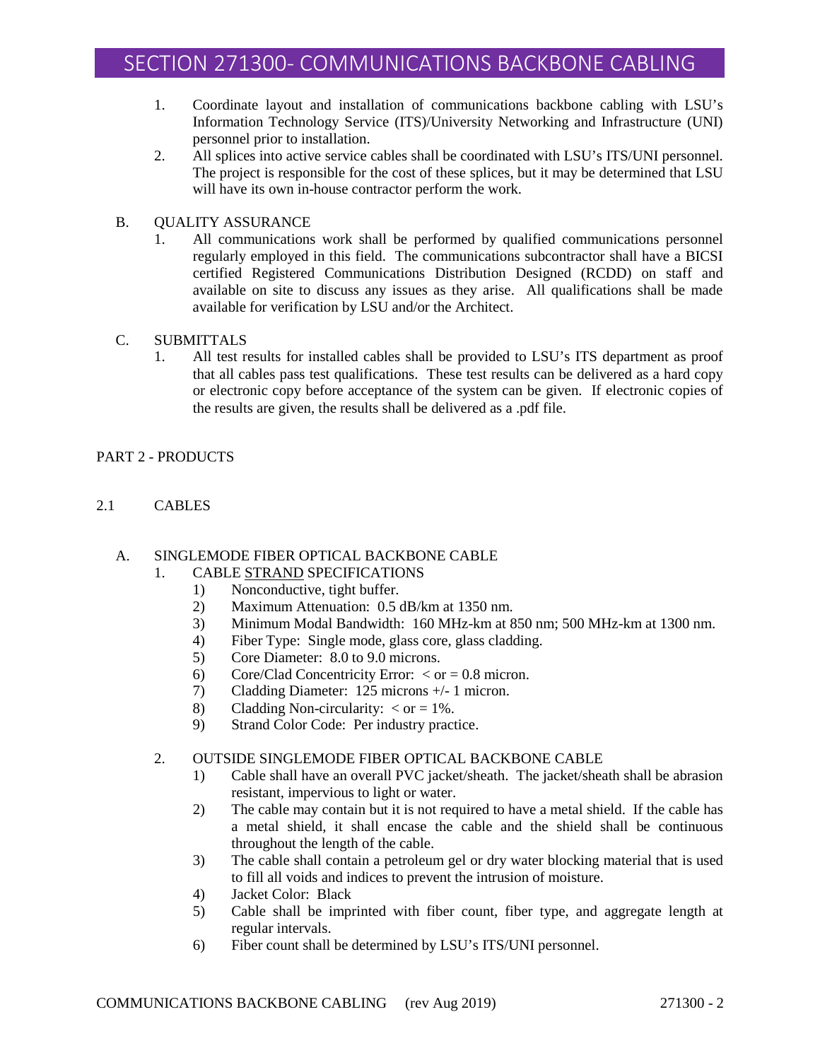1. Coordinate layout and installation of communications backbone cabling with LSU's Information Technology Service (ITS)/University Networking and Infrastructure (UNI) personnel prior to installation.
2. All splices into active service cables shall be coordinated with LSU's ITS/UNI personnel. The project is responsible for the cost of these splices, but it may be determined that LSU will have its own in-house contractor perform the work.

B. QUALITY ASSURANCE

1. All communications work shall be performed by qualified communications personnel regularly employed in this field. The communications subcontractor shall have a BICSI certified Registered Communications Distribution Designed (RCDD) on staff and available on site to discuss any issues as they arise. All qualifications shall be made available for verification by LSU and/or the Architect.

C. SUBMITTALS

1. All test results for installed cables shall be provided to LSU's ITS department as proof that all cables pass test qualifications. These test results can be delivered as a hard copy or electronic copy before acceptance of the system can be given. If electronic copies of the results are given, the results shall be delivered as a .pdf file.

## PART 2 - PRODUCTS

### 2.1 CABLES

A. SINGLEMODE FIBER OPTICAL BACKBONE CABLE

1. CABLE <u>STRAND</u> SPECIFICATIONS
   1) Nonconductive, tight buffer.
   2) Maximum Attenuation: 0.5 dB/km at 1350 nm.
   3) Minimum Modal Bandwidth: 160 MHz-km at 850 nm; 500 MHz-km at 1300 nm.
   4) Fiber Type: Single mode, glass core, glass cladding.
   5) Core Diameter: 8.0 to 9.0 microns.
   6) Core/Clad Concentricity Error: < or = 0.8 micron.
   7) Cladding Diameter: 125 microns +/- 1 micron.
   8) Cladding Non-circularity: < or = 1%.
   9) Strand Color Code: Per industry practice.

2. OUTSIDE SINGLEMODE FIBER OPTICAL BACKBONE CABLE
   1) Cable shall have an overall PVC jacket/sheath. The jacket/sheath shall be abrasion resistant, impervious to light or water.
   2) The cable may contain but it is not required to have a metal shield. If the cable has a metal shield, it shall encase the cable and the shield shall be continuous throughout the length of the cable.
   3) The cable shall contain a petroleum gel or dry water blocking material that is used to fill all voids and indices to prevent the intrusion of moisture.
   4) Jacket Color: Black
   5) Cable shall be imprinted with fiber count, fiber type, and aggregate length at regular intervals.
   6) Fiber count shall be determined by LSU's ITS/UNI personnel.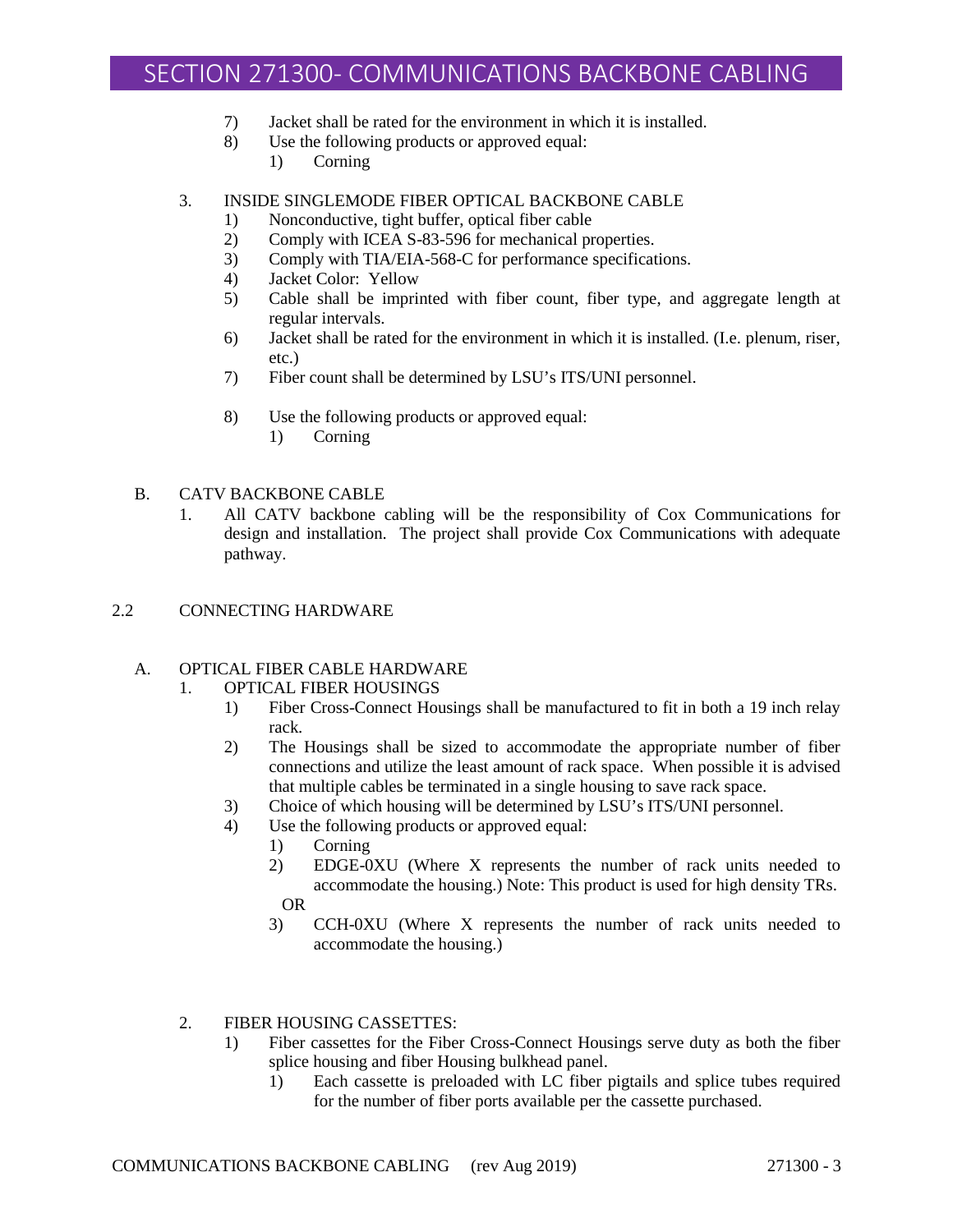7) Jacket shall be rated for the environment in which it is installed.
8) Use the following products or approved equal:
    1) Corning

3. INSIDE SINGLEMODE FIBER OPTICAL BACKBONE CABLE
    1) Nonconductive, tight buffer, optical fiber cable
    2) Comply with ICEA S-83-596 for mechanical properties.
    3) Comply with TIA/EIA-568-C for performance specifications.
    4) Jacket Color: Yellow
    5) Cable shall be imprinted with fiber count, fiber type, and aggregate length at regular intervals.
    6) Jacket shall be rated for the environment in which it is installed. (I.e. plenum, riser, etc.)
    7) Fiber count shall be determined by LSU's ITS/UNI personnel.
    8) Use the following products or approved equal:
        1) Corning

B. CATV BACKBONE CABLE
    1. All CATV backbone cabling will be the responsibility of Cox Communications for design and installation. The project shall provide Cox Communications with adequate pathway.

## 2.2 CONNECTING HARDWARE

A. OPTICAL FIBER CABLE HARDWARE
    1. OPTICAL FIBER HOUSINGS
        1) Fiber Cross-Connect Housings shall be manufactured to fit in both a 19 inch relay rack.
        2) The Housings shall be sized to accommodate the appropriate number of fiber connections and utilize the least amount of rack space. When possible it is advised that multiple cables be terminated in a single housing to save rack space.
        3) Choice of which housing will be determined by LSU's ITS/UNI personnel.
        4) Use the following products or approved equal:
            1) Corning
            2) EDGE-0XU (Where X represents the number of rack units needed to accommodate the housing.) Note: This product is used for high density TRs.

            OR
            3) CCH-0XU (Where X represents the number of rack units needed to accommodate the housing.)

    2. FIBER HOUSING CASSETTES:
        1) Fiber cassettes for the Fiber Cross-Connect Housings serve duty as both the fiber splice housing and fiber Housing bulkhead panel.
            1) Each cassette is preloaded with LC fiber pigtails and splice tubes required for the number of fiber ports available per the cassette purchased.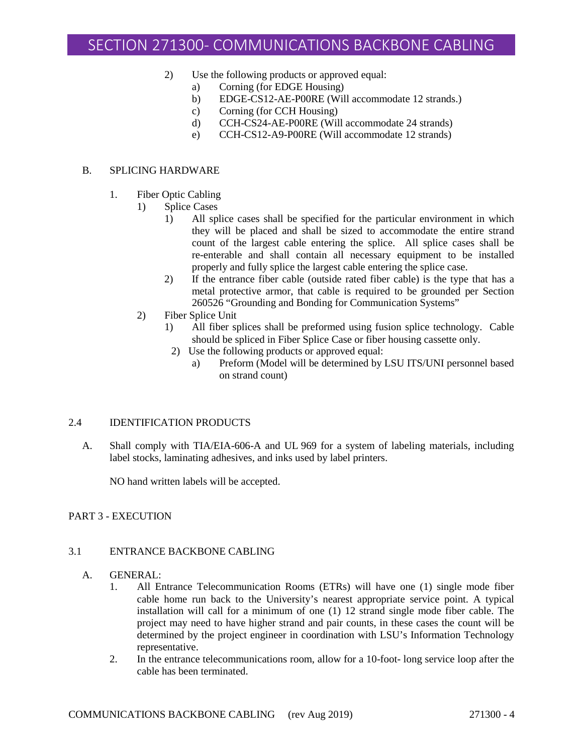2) Use the following products or approved equal:
   a) Corning (for EDGE Housing)
   b) EDGE-CS12-AE-P00RE (Will accommodate 12 strands.)
   c) Corning (for CCH Housing)
   d) CCH-CS24-AE-P00RE (Will accommodate 24 strands)
   e) CCH-CS12-A9-P00RE (Will accommodate 12 strands)

B. SPLICING HARDWARE

1. Fiber Optic Cabling
   1) Splice Cases
      1) All splice cases shall be specified for the particular environment in which they will be placed and shall be sized to accommodate the entire strand count of the largest cable entering the splice. All splice cases shall be re-enterable and shall contain all necessary equipment to be installed properly and fully splice the largest cable entering the splice case.
      2) If the entrance fiber cable (outside rated fiber cable) is the type that has a metal protective armor, that cable is required to be grounded per Section 260526 "Grounding and Bonding for Communication Systems"
   2) Fiber Splice Unit
      1) All fiber splices shall be preformed using fusion splice technology. Cable should be spliced in Fiber Splice Case or fiber housing cassette only.
      2) Use the following products or approved equal:
         a) Preform (Model will be determined by LSU ITS/UNI personnel based on strand count)

## 2.4 IDENTIFICATION PRODUCTS

A. Shall comply with TIA/EIA-606-A and UL 969 for a system of labeling materials, including label stocks, laminating adhesives, and inks used by label printers.

NO hand written labels will be accepted.

# PART 3 - EXECUTION

## 3.1 ENTRANCE BACKBONE CABLING

A. GENERAL:
   1. All Entrance Telecommunication Rooms (ETRs) will have one (1) single mode fiber cable home run back to the University's nearest appropriate service point. A typical installation will call for a minimum of one (1) 12 strand single mode fiber cable. The project may need to have higher strand and pair counts, in these cases the count will be determined by the project engineer in coordination with LSU's Information Technology representative.
   2. In the entrance telecommunications room, allow for a 10-foot- long service loop after the cable has been terminated.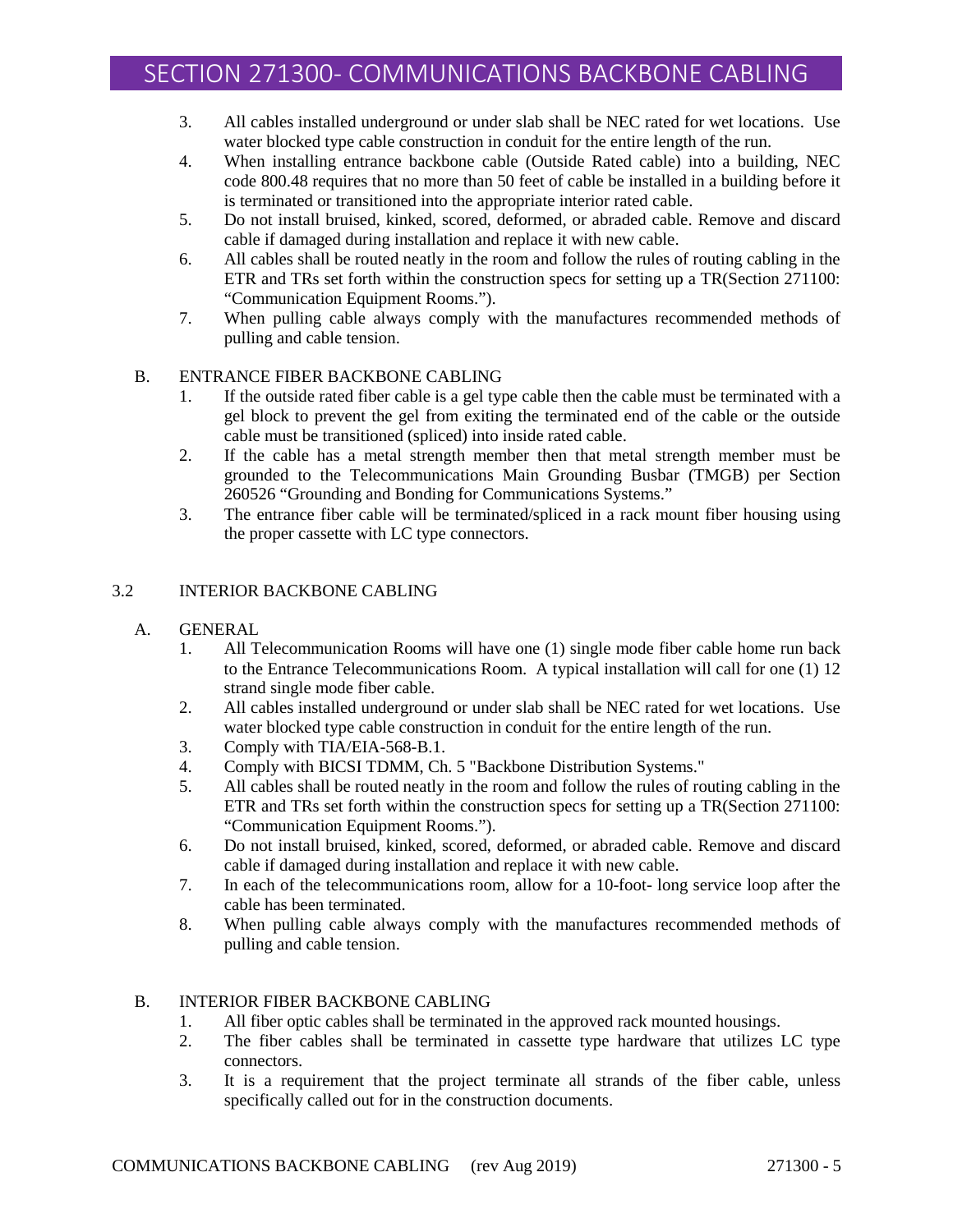3. All cables installed underground or under slab shall be NEC rated for wet locations. Use water blocked type cable construction in conduit for the entire length of the run.
4. When installing entrance backbone cable (Outside Rated cable) into a building, NEC code 800.48 requires that no more than 50 feet of cable be installed in a building before it is terminated or transitioned into the appropriate interior rated cable.
5. Do not install bruised, kinked, scored, deformed, or abraded cable. Remove and discard cable if damaged during installation and replace it with new cable.
6. All cables shall be routed neatly in the room and follow the rules of routing cabling in the ETR and TRs set forth within the construction specs for setting up a TR(Section 271100: "Communication Equipment Rooms.").
7. When pulling cable always comply with the manufactures recommended methods of pulling and cable tension.

B. ENTRANCE FIBER BACKBONE CABLING

1. If the outside rated fiber cable is a gel type cable then the cable must be terminated with a gel block to prevent the gel from exiting the terminated end of the cable or the outside cable must be transitioned (spliced) into inside rated cable.
2. If the cable has a metal strength member then that metal strength member must be grounded to the Telecommunications Main Grounding Busbar (TMGB) per Section 260526 "Grounding and Bonding for Communications Systems."
3. The entrance fiber cable will be terminated/spliced in a rack mount fiber housing using the proper cassette with LC type connectors.

## 3.2 INTERIOR BACKBONE CABLING

A. GENERAL

1. All Telecommunication Rooms will have one (1) single mode fiber cable home run back to the Entrance Telecommunications Room. A typical installation will call for one (1) 12 strand single mode fiber cable.
2. All cables installed underground or under slab shall be NEC rated for wet locations. Use water blocked type cable construction in conduit for the entire length of the run.
3. Comply with TIA/EIA-568-B.1.
4. Comply with BICSI TDMM, Ch. 5 "Backbone Distribution Systems."
5. All cables shall be routed neatly in the room and follow the rules of routing cabling in the ETR and TRs set forth within the construction specs for setting up a TR(Section 271100: "Communication Equipment Rooms.").
6. Do not install bruised, kinked, scored, deformed, or abraded cable. Remove and discard cable if damaged during installation and replace it with new cable.
7. In each of the telecommunications room, allow for a 10-foot- long service loop after the cable has been terminated.
8. When pulling cable always comply with the manufactures recommended methods of pulling and cable tension.

B. INTERIOR FIBER BACKBONE CABLING

1. All fiber optic cables shall be terminated in the approved rack mounted housings.
2. The fiber cables shall be terminated in cassette type hardware that utilizes LC type connectors.
3. It is a requirement that the project terminate all strands of the fiber cable, unless specifically called out for in the construction documents.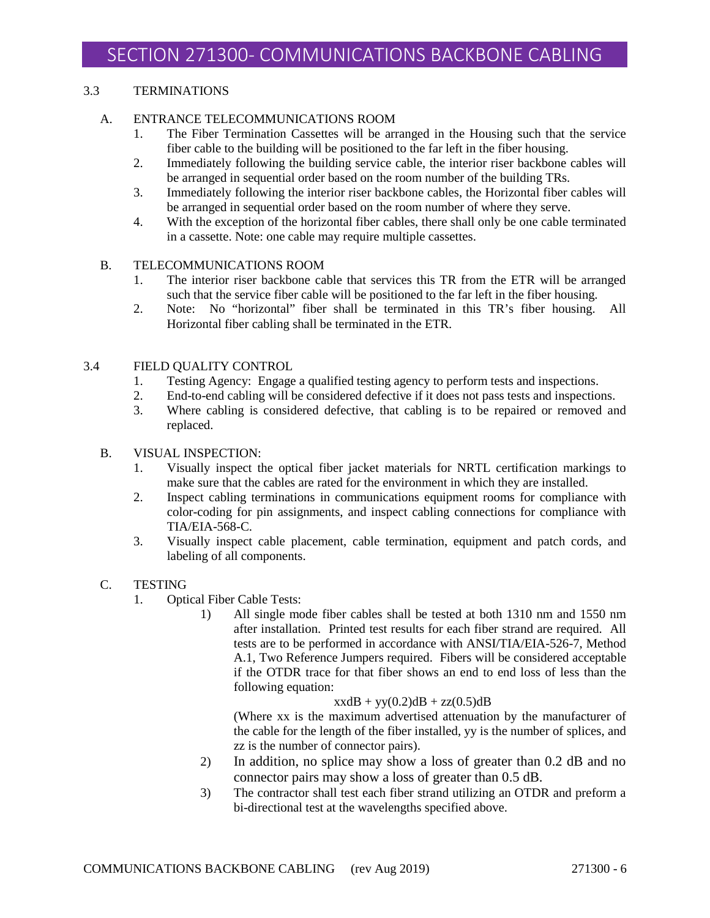### 3.3 TERMINATIONS

A. ENTRANCE TELECOMMUNICATIONS ROOM

1. The Fiber Termination Cassettes will be arranged in the Housing such that the service fiber cable to the building will be positioned to the far left in the fiber housing.
2. Immediately following the building service cable, the interior riser backbone cables will be arranged in sequential order based on the room number of the building TRs.
3. Immediately following the interior riser backbone cables, the Horizontal fiber cables will be arranged in sequential order based on the room number of where they serve.
4. With the exception of the horizontal fiber cables, there shall only be one cable terminated in a cassette. Note: one cable may require multiple cassettes.

B. TELECOMMUNICATIONS ROOM

1. The interior riser backbone cable that services this TR from the ETR will be arranged such that the service fiber cable will be positioned to the far left in the fiber housing.
2. Note: No "horizontal" fiber shall be terminated in this TR's fiber housing. All Horizontal fiber cabling shall be terminated in the ETR.

### 3.4 FIELD QUALITY CONTROL

1. Testing Agency: Engage a qualified testing agency to perform tests and inspections.
2. End-to-end cabling will be considered defective if it does not pass tests and inspections.
3. Where cabling is considered defective, that cabling is to be repaired or removed and replaced.

B. VISUAL INSPECTION:

1. Visually inspect the optical fiber jacket materials for NRTL certification markings to make sure that the cables are rated for the environment in which they are installed.
2. Inspect cabling terminations in communications equipment rooms for compliance with color-coding for pin assignments, and inspect cabling connections for compliance with TIA/EIA-568-C.
3. Visually inspect cable placement, cable termination, equipment and patch cords, and labeling of all components.

C. TESTING

1. Optical Fiber Cable Tests:
   1) All single mode fiber cables shall be tested at both 1310 nm and 1550 nm after installation. Printed test results for each fiber strand are required. All tests are to be performed in accordance with ANSI/TIA/EIA-526-7, Method A.1, Two Reference Jumpers required. Fibers will be considered acceptable if the OTDR trace for that fiber shows an end to end loss of less than the following equation:

      $$xx\text{dB} + yy(0.2)\text{dB} + zz(0.5)\text{dB}$$

      (Where xx is the maximum advertised attenuation by the manufacturer of the cable for the length of the fiber installed, yy is the number of splices, and zz is the number of connector pairs).
   2) In addition, no splice may show a loss of greater than 0.2 dB and no connector pairs may show a loss of greater than 0.5 dB.
   3) The contractor shall test each fiber strand utilizing an OTDR and preform a bi-directional test at the wavelengths specified above.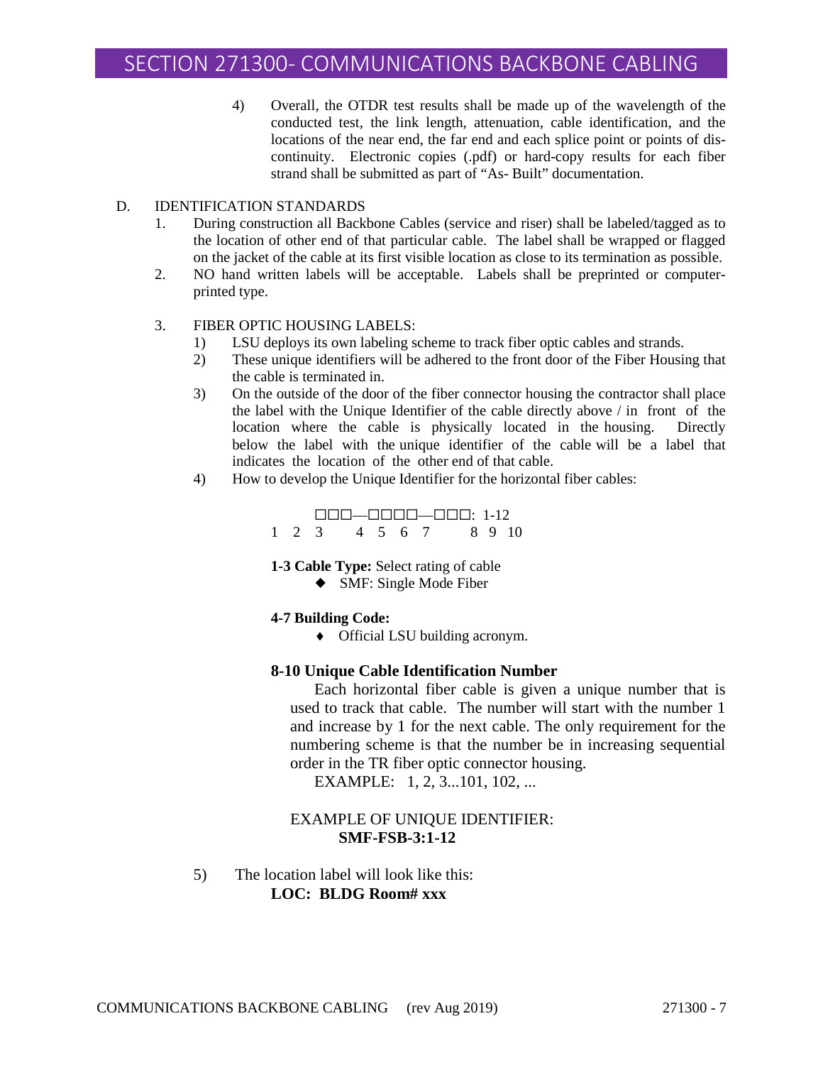4) Overall, the OTDR test results shall be made up of the wavelength of the conducted test, the link length, attenuation, cable identification, and the locations of the near end, the far end and each splice point or points of dis-continuity. Electronic copies (.pdf) or hard-copy results for each fiber strand shall be submitted as part of "As- Built" documentation.

D. IDENTIFICATION STANDARDS

1. During construction all Backbone Cables (service and riser) shall be labeled/tagged as to the location of other end of that particular cable. The label shall be wrapped or flagged on the jacket of the cable at its first visible location as close to its termination as possible.
2. NO hand written labels will be acceptable. Labels shall be preprinted or computer-printed type.

3. FIBER OPTIC HOUSING LABELS:
   1) LSU deploys its own labeling scheme to track fiber optic cables and strands.
   2) These unique identifiers will be adhered to the front door of the Fiber Housing that the cable is terminated in.
   3) On the outside of the door of the fiber connector housing the contractor shall place the label with the Unique Identifier of the cable directly above / in front of the location where the cable is physically located in the housing. Directly below the label with the unique identifier of the cable will be a label that indicates the location of the other end of that cable.
   4) How to develop the Unique Identifier for the horizontal fiber cables:

```
□□□—□□□□—□□□: 1-12
1 2 3    4 5 6 7     8 9 10
```

**1-3 Cable Type:** Select rating of cable

- SMF: Single Mode Fiber

**4-7 Building Code:**

- Official LSU building acronym.

**8-10 Unique Cable Identification Number**

Each horizontal fiber cable is given a unique number that is used to track that cable. The number will start with the number 1 and increase by 1 for the next cable. The only requirement for the numbering scheme is that the number be in increasing sequential order in the TR fiber optic connector housing.

EXAMPLE: 1, 2, 3...101, 102, ...

EXAMPLE OF UNIQUE IDENTIFIER:

**SMF-FSB-3:1-12**

5) The location label will look like this:

**LOC: BLDG Room# xxx**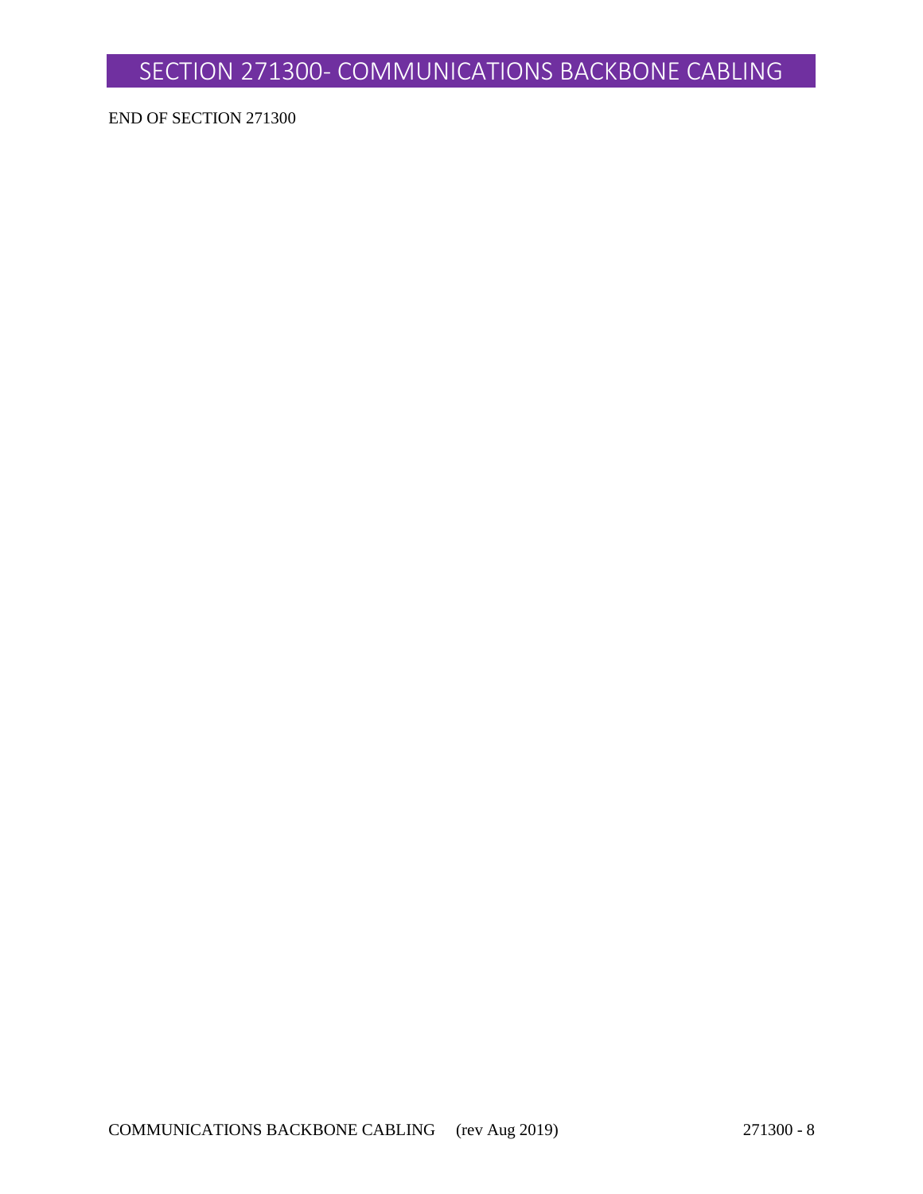END OF SECTION 271300